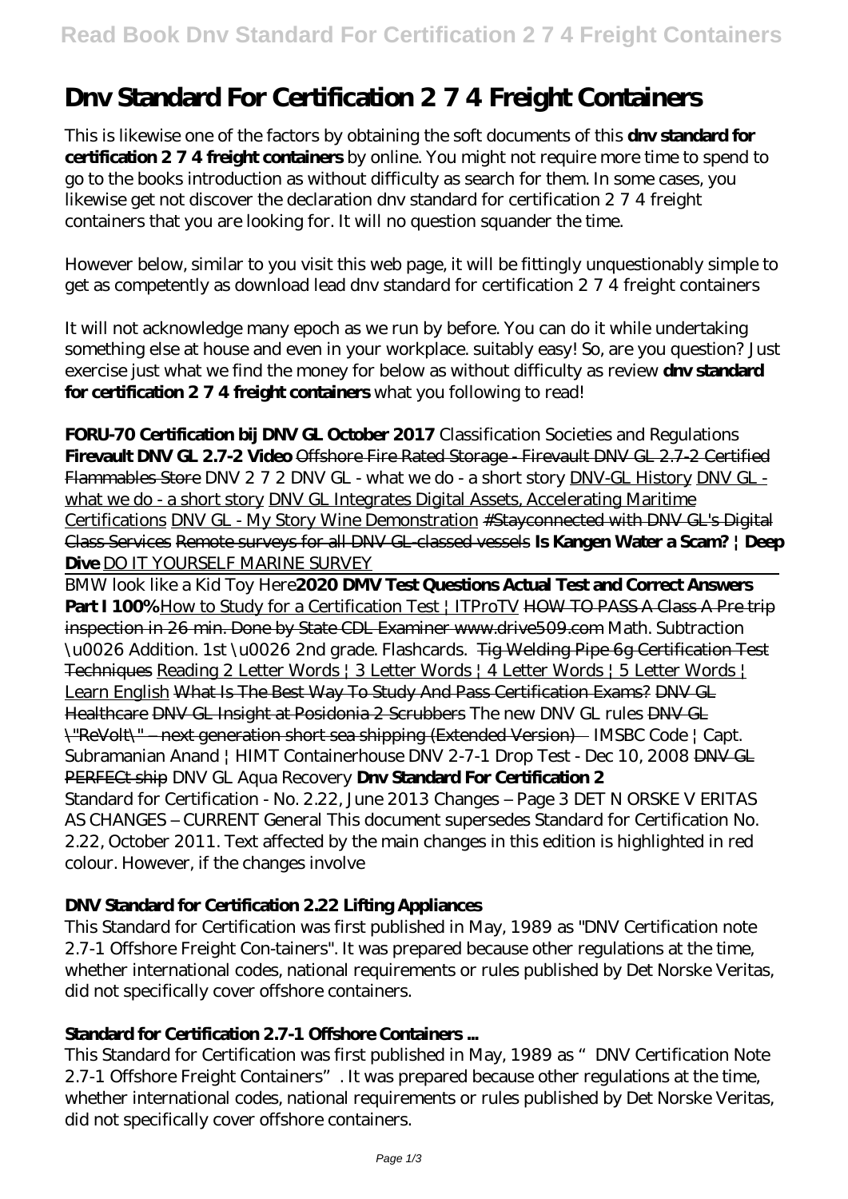# Dnv Standard For Certification 2 7 4 Freight Containers

This is likewise one of the factors by obtaining the soft documents of this **dnv standard for certification 2 7 4 freight containers** by online. You might not require more time to spend to go to the books introduction as without difficulty as search for them. In some cases, you likewise get not discover the declaration dnv standard for certification 2 7 4 freight containers that you are looking for. It will no question squander the time.

However below, similar to you visit this web page, it will be fittingly unquestionably simple to get as competently as download lead dnv standard for certification 2 7 4 freight containers

It will not acknowledge many epoch as we run by before. You can do it while undertaking something else at house and even in your workplace. suitably easy! So, are you question? Just exercise just what we find the money for below as without difficulty as review **dnv standard for certification 2 7 4 freight containers** what you following to read!

**FORU-70 Certification bij DNV GL October 2017** *Classification Societies and Regulations* **Firevault DNV GL 2.7-2 Video** Offshore Fire Rated Storage - Firevault DNV GL 2.7-2 Certified Flammables Store *DNV 2 7 2 DNV GL - what we do - a short story* DNV-GL History DNV GL - what we do - a short story DNV GL Integrates Digital Assets, Accelerating Maritime Certifications DNV GL - My Story Wine Demonstration #Stayconnected with DNV GL's Digital Class Services Remote surveys for all DNV GL-classed vessels **Is Kangen Water a Scam? | Deep Dive** DO IT YOURSELF MARINE SURVEY

BMW look like a Kid Toy Here**2020 DMV Test Questions Actual Test and Correct Answers Part I 100%** How to Study for a Certification Test | ITProTV HOW TO PASS A Class A Pre trip inspection in 26 min. Done by State CDL Examiner www.drive509.com *Math. Subtraction \u0026 Addition. 1st \u0026 2nd grade. Flashcards.* Tig Welding Pipe 6g Certification Test Techniques Reading 2 Letter Words | 3 Letter Words | 4 Letter Words | 5 Letter Words | Learn English What Is The Best Way To Study And Pass Certification Exams? DNV GL Healthcare DNV GL Insight at Posidonia 2 Scrubbers *The new DNV GL rules* DNV GL \"ReVolt\" – next generation short sea shipping (Extended Version) *IMSBC Code | Capt. Subramanian Anand | HIMT Containerhouse DNV 2-7-1 Drop Test - Dec 10, 2008* DNV GL PERFECt ship *DNV GL Aqua Recovery* **Dnv Standard For Certification 2**

Standard for Certification - No. 2.22, June 2013 Changes – Page 3 DET N ORSKE V ERITAS AS CHANGES – CURRENT General This document supersedes Standard for Certification No. 2.22, October 2011. Text affected by the main changes in this edition is highlighted in red colour. However, if the changes involve

**DNV Standard for Certification 2.22 Lifting Appliances**

This Standard for Certification was first published in May, 1989 as "DNV Certification note 2.7-1 Offshore Freight Con-tainers". It was prepared because other regulations at the time, whether international codes, national requirements or rules published by Det Norske Veritas, did not specifically cover offshore containers.

**Standard for Certification 2.7-1 Offshore Containers ...**

This Standard for Certification was first published in May, 1989 as "DNV Certification Note 2.7-1 Offshore Freight Containers". It was prepared because other regulations at the time, whether international codes, national requirements or rules published by Det Norske Veritas, did not specifically cover offshore containers.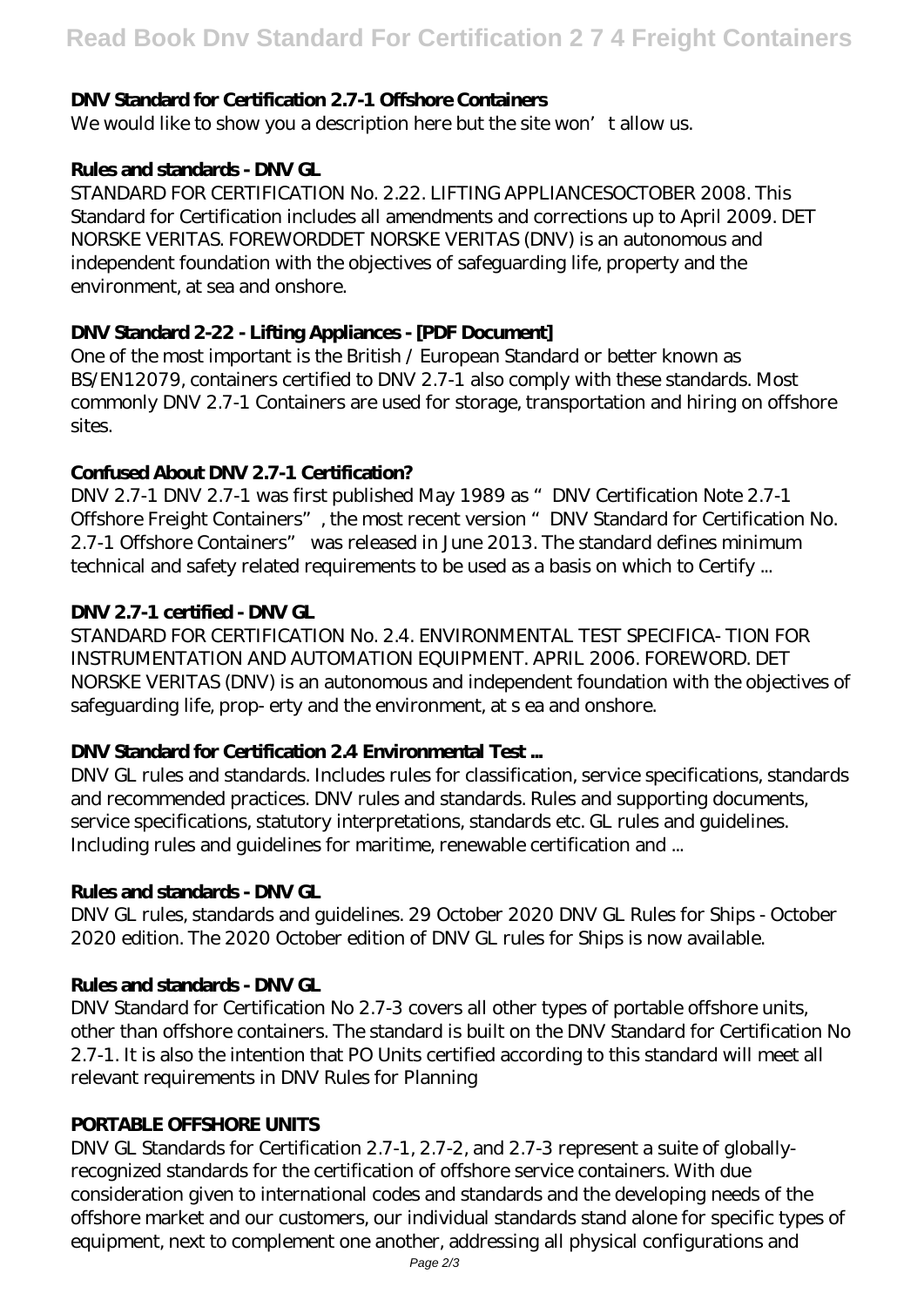### DNV Standard for Certification 2.7-1 Offshore Containers

We would like to show you a description here but the site won't allow us.

### Rules and standards - DNV GL

STANDARD FOR CERTIFICATION No. 2.22. LIFTING APPLIANCESOCTOBER 2008. This Standard for Certification includes all amendments and corrections up to April 2009. DET NORSKE VERITAS. FOREWORDDET NORSKE VERITAS (DNV) is an autonomous and independent foundation with the objectives of safeguarding life, property and the environment, at sea and onshore.

### DNV Standard 2-22 - Lifting Appliances - [PDF Document]

One of the most important is the British / European Standard or better known as BS/EN12079, containers certified to DNV 2.7-1 also comply with these standards. Most commonly DNV 2.7-1 Containers are used for storage, transportation and hiring on offshore sites.

### Confused About DNV 2.7-1 Certification?

DNV 2.7-1 DNV 2.7-1 was first published May 1989 as "DNV Certification Note 2.7-1 Offshore Freight Containers", the most recent version "DNV Standard for Certification No. 2.7-1 Offshore Containers" was released in June 2013. The standard defines minimum technical and safety related requirements to be used as a basis on which to Certify ...

### DNV 2.7-1 certified - DNV GL

STANDARD FOR CERTIFICATION No. 2.4. ENVIRONMENTAL TEST SPECIFICA- TION FOR INSTRUMENTATION AND AUTOMATION EQUIPMENT. APRIL 2006. FOREWORD. DET NORSKE VERITAS (DNV) is an autonomous and independent foundation with the objectives of safeguarding life, prop- erty and the environment, at s ea and onshore.

### DNV Standard for Certification 2.4 Environmental Test ...

DNV GL rules and standards. Includes rules for classification, service specifications, standards and recommended practices. DNV rules and standards. Rules and supporting documents, service specifications, statutory interpretations, standards etc. GL rules and guidelines. Including rules and guidelines for maritime, renewable certification and ...

### Rules and standards - DNV GL

DNV GL rules, standards and guidelines. 29 October 2020 DNV GL Rules for Ships - October 2020 edition. The 2020 October edition of DNV GL rules for Ships is now available.

### Rules and standards - DNV GL

DNV Standard for Certification No 2.7-3 covers all other types of portable offshore units, other than offshore containers. The standard is built on the DNV Standard for Certification No 2.7-1. It is also the intention that PO Units certified according to this standard will meet all relevant requirements in DNV Rules for Planning

### PORTABLE OFFSHORE UNITS

DNV GL Standards for Certification 2.7-1, 2.7-2, and 2.7-3 represent a suite of globally-recognized standards for the certification of offshore service containers. With due consideration given to international codes and standards and the developing needs of the offshore market and our customers, our individual standards stand alone for specific types of equipment, next to complement one another, addressing all physical configurations and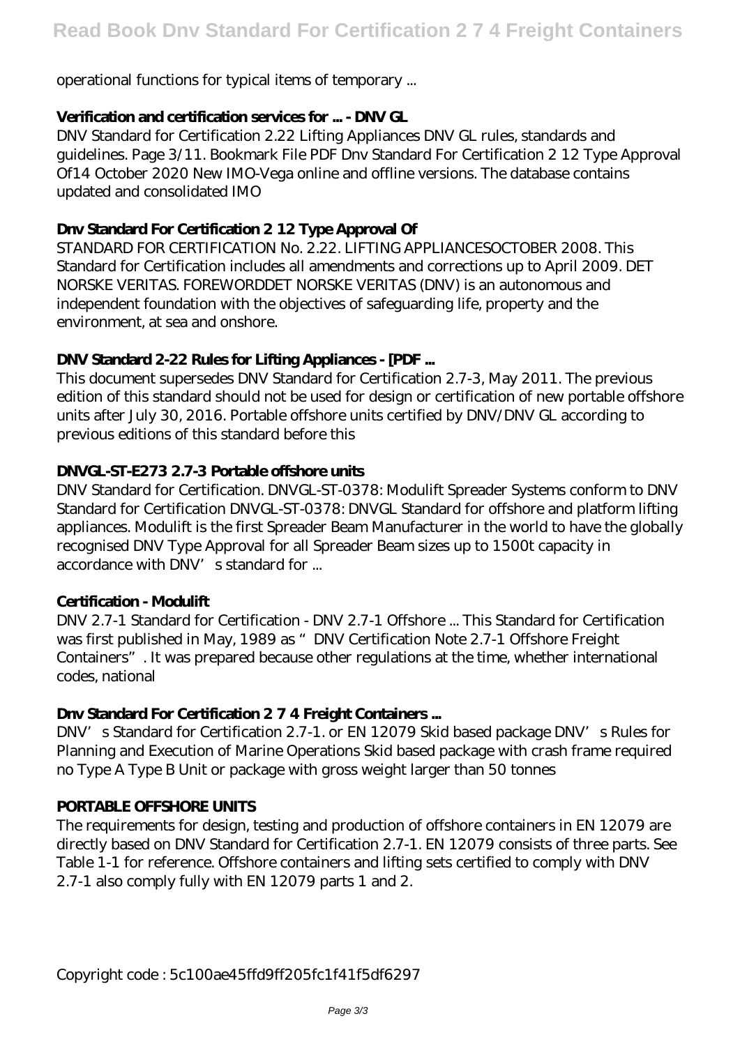operational functions for typical items of temporary ...

### Verification and certification services for ... - DNV GL

DNV Standard for Certification 2.22 Lifting Appliances DNV GL rules, standards and guidelines. Page 3/11. Bookmark File PDF Dnv Standard For Certification 2 12 Type Approval Of14 October 2020 New IMO-Vega online and offline versions. The database contains updated and consolidated IMO

### Dnv Standard For Certification 2 12 Type Approval Of

STANDARD FOR CERTIFICATION No. 2.22. LIFTING APPLIANCESOCTOBER 2008. This Standard for Certification includes all amendments and corrections up to April 2009. DET NORSKE VERITAS. FOREWORDDET NORSKE VERITAS (DNV) is an autonomous and independent foundation with the objectives of safeguarding life, property and the environment, at sea and onshore.

### DNV Standard 2-22 Rules for Lifting Appliances - [PDF ...

This document supersedes DNV Standard for Certification 2.7-3, May 2011. The previous edition of this standard should not be used for design or certification of new portable offshore units after July 30, 2016. Portable offshore units certified by DNV/DNV GL according to previous editions of this standard before this

### DNVGL-ST-E273 2.7-3 Portable offshore units

DNV Standard for Certification. DNVGL-ST-0378: Modulift Spreader Systems conform to DNV Standard for Certification DNVGL-ST-0378: DNVGL Standard for offshore and platform lifting appliances. Modulift is the first Spreader Beam Manufacturer in the world to have the globally recognised DNV Type Approval for all Spreader Beam sizes up to 1500t capacity in accordance with DNV' s standard for ...

### Certification - Modulift

DNV 2.7-1 Standard for Certification - DNV 2.7-1 Offshore ... This Standard for Certification was first published in May, 1989 as " DNV Certification Note 2.7-1 Offshore Freight Containers". It was prepared because other regulations at the time, whether international codes, national

### Dnv Standard For Certification 2 7 4 Freight Containers ...

DNV' s Standard for Certification 2.7-1. or EN 12079 Skid based package DNV' s Rules for Planning and Execution of Marine Operations Skid based package with crash frame required no Type A Type B Unit or package with gross weight larger than 50 tonnes

### PORTABLE OFFSHORE UNITS

The requirements for design, testing and production of offshore containers in EN 12079 are directly based on DNV Standard for Certification 2.7-1. EN 12079 consists of three parts. See Table 1-1 for reference. Offshore containers and lifting sets certified to comply with DNV 2.7-1 also comply fully with EN 12079 parts 1 and 2.

Copyright code : 5c100ae45ffd9ff205fc1f41f5df6297